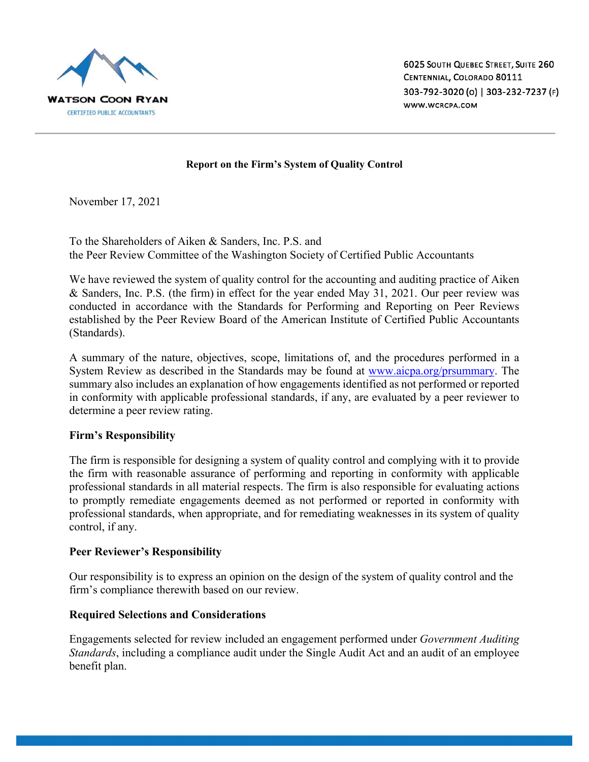WATSON COON RYAN
CERTIFIED PUBLIC ACCOUNTANTS

6025 South Quebec Street, Suite 260
Centennial, Colorado 80111
303-792-3020 (o) | 303-232-7237 (f)
www.wcrcpa.com

**Report on the Firm's System of Quality Control**

November 17, 2021

To the Shareholders of Aiken & Sanders, Inc. P.S. and
the Peer Review Committee of the Washington Society of Certified Public Accountants

We have reviewed the system of quality control for the accounting and auditing practice of Aiken & Sanders, Inc. P.S. (the firm) in effect for the year ended May 31, 2021. Our peer review was conducted in accordance with the Standards for Performing and Reporting on Peer Reviews established by the Peer Review Board of the American Institute of Certified Public Accountants (Standards).

A summary of the nature, objectives, scope, limitations of, and the procedures performed in a System Review as described in the Standards may be found at www.aicpa.org/prsummary. The summary also includes an explanation of how engagements identified as not performed or reported in conformity with applicable professional standards, if any, are evaluated by a peer reviewer to determine a peer review rating.

**Firm's Responsibility**

The firm is responsible for designing a system of quality control and complying with it to provide the firm with reasonable assurance of performing and reporting in conformity with applicable professional standards in all material respects. The firm is also responsible for evaluating actions to promptly remediate engagements deemed as not performed or reported in conformity with professional standards, when appropriate, and for remediating weaknesses in its system of quality control, if any.

**Peer Reviewer's Responsibility**

Our responsibility is to express an opinion on the design of the system of quality control and the firm's compliance therewith based on our review.

**Required Selections and Considerations**

Engagements selected for review included an engagement performed under *Government Auditing Standards*, including a compliance audit under the Single Audit Act and an audit of an employee benefit plan.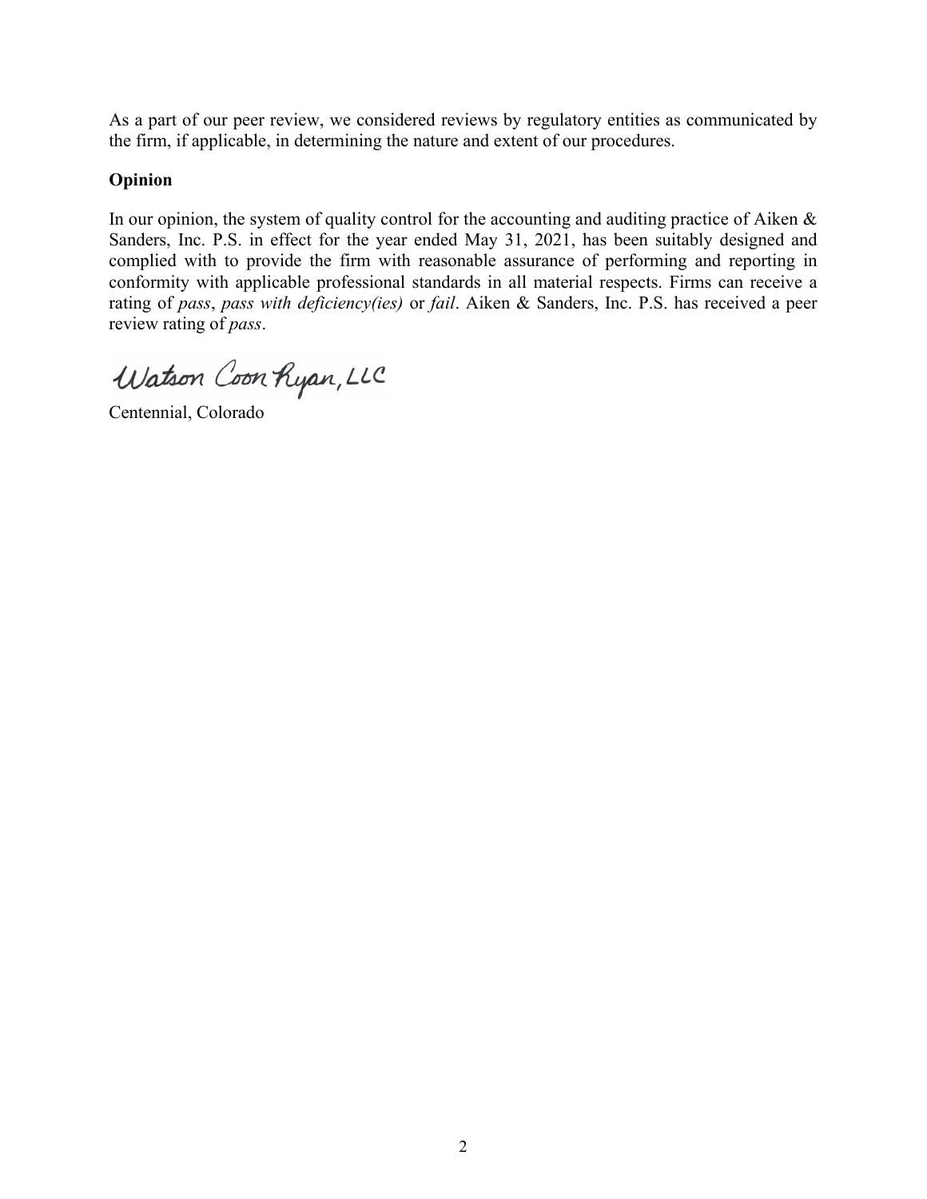As a part of our peer review, we considered reviews by regulatory entities as communicated by the firm, if applicable, in determining the nature and extent of our procedures.

**Opinion**

In our opinion, the system of quality control for the accounting and auditing practice of Aiken & Sanders, Inc. P.S. in effect for the year ended May 31, 2021, has been suitably designed and complied with to provide the firm with reasonable assurance of performing and reporting in conformity with applicable professional standards in all material respects. Firms can receive a rating of *pass*, *pass with deficiency(ies)* or *fail*. Aiken & Sanders, Inc. P.S. has received a peer review rating of *pass*.

Watson Coon Ryan, LLC

Centennial, Colorado